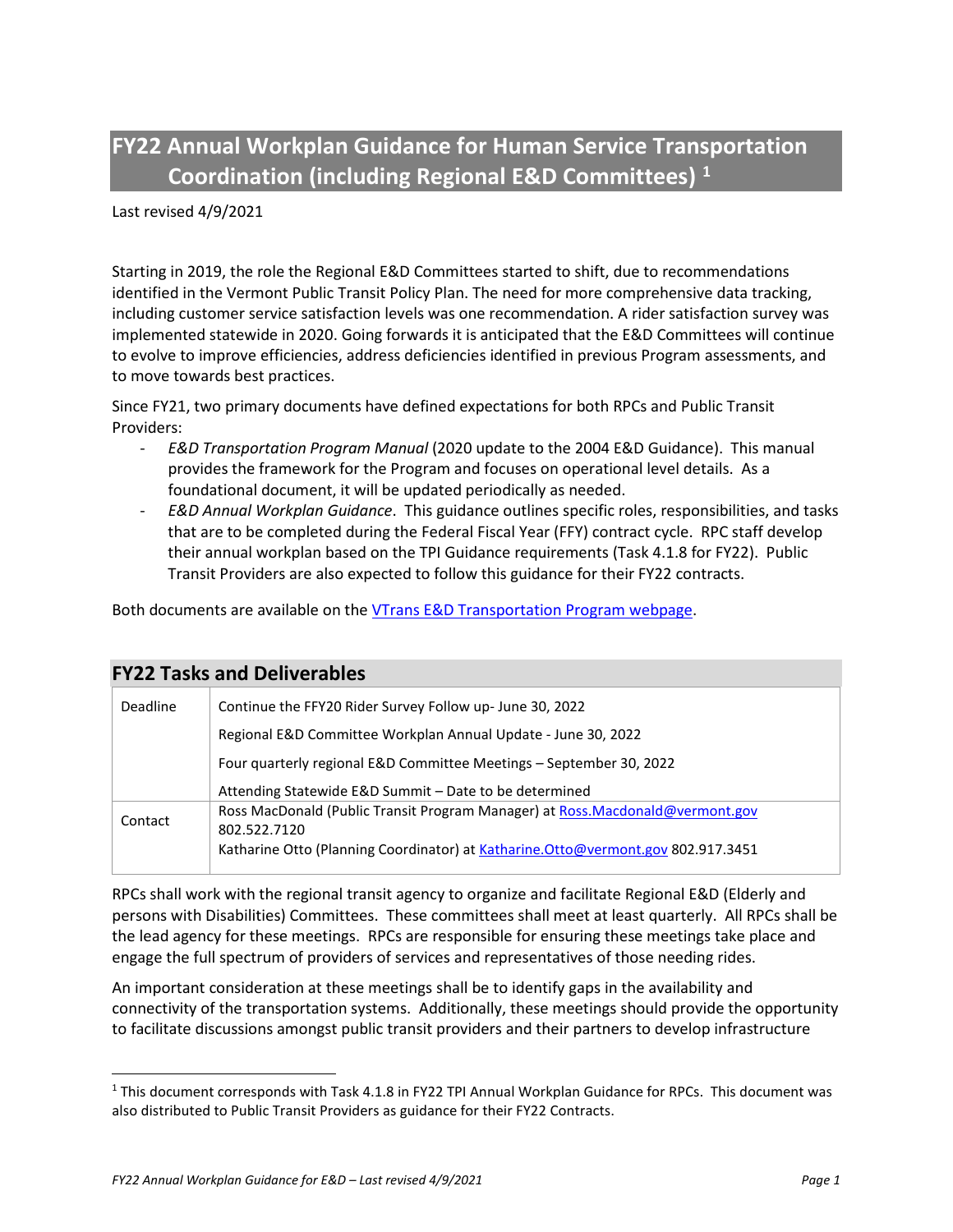# FY22 Annual Workplan Guidance for Human Service Transportation Coordination (including Regional E&D Committees) [1]

Last revised 4/9/2021

Starting in 2019, the role the Regional E&D Committees started to shift, due to recommendations identified in the Vermont Public Transit Policy Plan. The need for more comprehensive data tracking, including customer service satisfaction levels was one recommendation. A rider satisfaction survey was implemented statewide in 2020. Going forwards it is anticipated that the E&D Committees will continue to evolve to improve efficiencies, address deficiencies identified in previous Program assessments, and to move towards best practices.

Since FY21, two primary documents have defined expectations for both RPCs and Public Transit Providers:

- *E&D Transportation Program Manual* (2020 update to the 2004 E&D Guidance). This manual provides the framework for the Program and focuses on operational level details. As a foundational document, it will be updated periodically as needed.
- *E&D Annual Workplan Guidance*. This guidance outlines specific roles, responsibilities, and tasks that are to be completed during the Federal Fiscal Year (FFY) contract cycle. RPC staff develop their annual workplan based on the TPI Guidance requirements (Task 4.1.8 for FY22). Public Transit Providers are also expected to follow this guidance for their FY22 contracts.

Both documents are available on the [VTrans E&D Transportation Program webpage](VTrans E&D Transportation Program webpage).

## FY22 Tasks and Deliverables

| | |
|---|---|
| Deadline | Continue the FFY20 Rider Survey Follow up- June 30, 2022<br>Regional E&D Committee Workplan Annual Update - June 30, 2022<br>Four quarterly regional E&D Committee Meetings – September 30, 2022<br>Attending Statewide E&D Summit – Date to be determined |
| Contact | Ross MacDonald (Public Transit Program Manager) at Ross.Macdonald@vermont.gov 802.522.7120<br>Katharine Otto (Planning Coordinator) at Katharine.Otto@vermont.gov 802.917.3451 |

RPCs shall work with the regional transit agency to organize and facilitate Regional E&D (Elderly and persons with Disabilities) Committees. These committees shall meet at least quarterly. All RPCs shall be the lead agency for these meetings. RPCs are responsible for ensuring these meetings take place and engage the full spectrum of providers of services and representatives of those needing rides.

An important consideration at these meetings shall be to identify gaps in the availability and connectivity of the transportation systems. Additionally, these meetings should provide the opportunity to facilitate discussions amongst public transit providers and their partners to develop infrastructure

[1] This document corresponds with Task 4.1.8 in FY22 TPI Annual Workplan Guidance for RPCs. This document was also distributed to Public Transit Providers as guidance for their FY22 Contracts.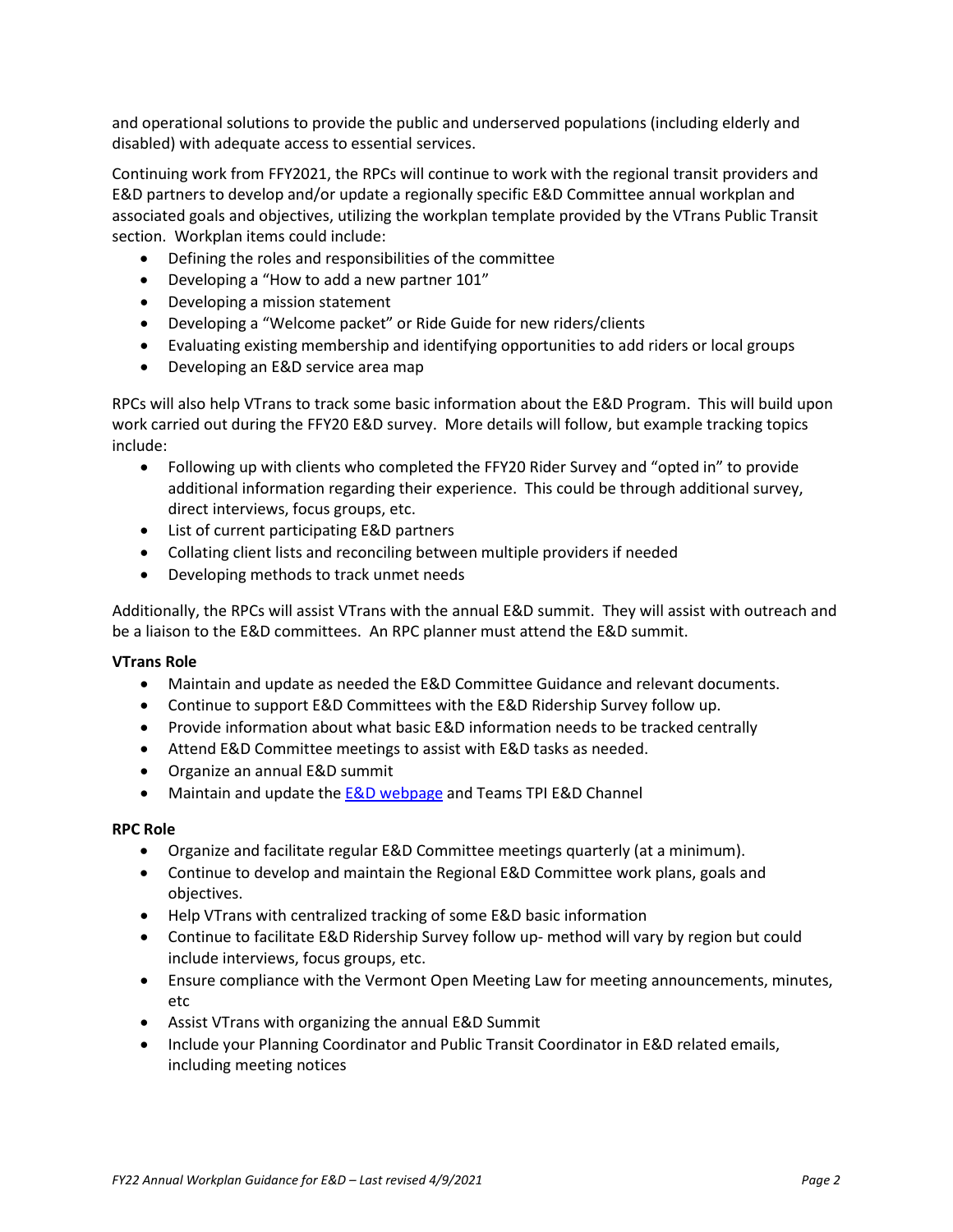and operational solutions to provide the public and underserved populations (including elderly and disabled) with adequate access to essential services.

Continuing work from FFY2021, the RPCs will continue to work with the regional transit providers and E&D partners to develop and/or update a regionally specific E&D Committee annual workplan and associated goals and objectives, utilizing the workplan template provided by the VTrans Public Transit section. Workplan items could include:

- Defining the roles and responsibilities of the committee
- Developing a "How to add a new partner 101"
- Developing a mission statement
- Developing a "Welcome packet" or Ride Guide for new riders/clients
- Evaluating existing membership and identifying opportunities to add riders or local groups
- Developing an E&D service area map

RPCs will also help VTrans to track some basic information about the E&D Program. This will build upon work carried out during the FFY20 E&D survey. More details will follow, but example tracking topics include:

- Following up with clients who completed the FFY20 Rider Survey and "opted in" to provide additional information regarding their experience. This could be through additional survey, direct interviews, focus groups, etc.
- List of current participating E&D partners
- Collating client lists and reconciling between multiple providers if needed
- Developing methods to track unmet needs

Additionally, the RPCs will assist VTrans with the annual E&D summit. They will assist with outreach and be a liaison to the E&D committees. An RPC planner must attend the E&D summit.

**VTrans Role**

- Maintain and update as needed the E&D Committee Guidance and relevant documents.
- Continue to support E&D Committees with the E&D Ridership Survey follow up.
- Provide information about what basic E&D information needs to be tracked centrally
- Attend E&D Committee meetings to assist with E&D tasks as needed.
- Organize an annual E&D summit
- Maintain and update the E&D webpage and Teams TPI E&D Channel

**RPC Role**

- Organize and facilitate regular E&D Committee meetings quarterly (at a minimum).
- Continue to develop and maintain the Regional E&D Committee work plans, goals and objectives.
- Help VTrans with centralized tracking of some E&D basic information
- Continue to facilitate E&D Ridership Survey follow up- method will vary by region but could include interviews, focus groups, etc.
- Ensure compliance with the Vermont Open Meeting Law for meeting announcements, minutes, etc
- Assist VTrans with organizing the annual E&D Summit
- Include your Planning Coordinator and Public Transit Coordinator in E&D related emails, including meeting notices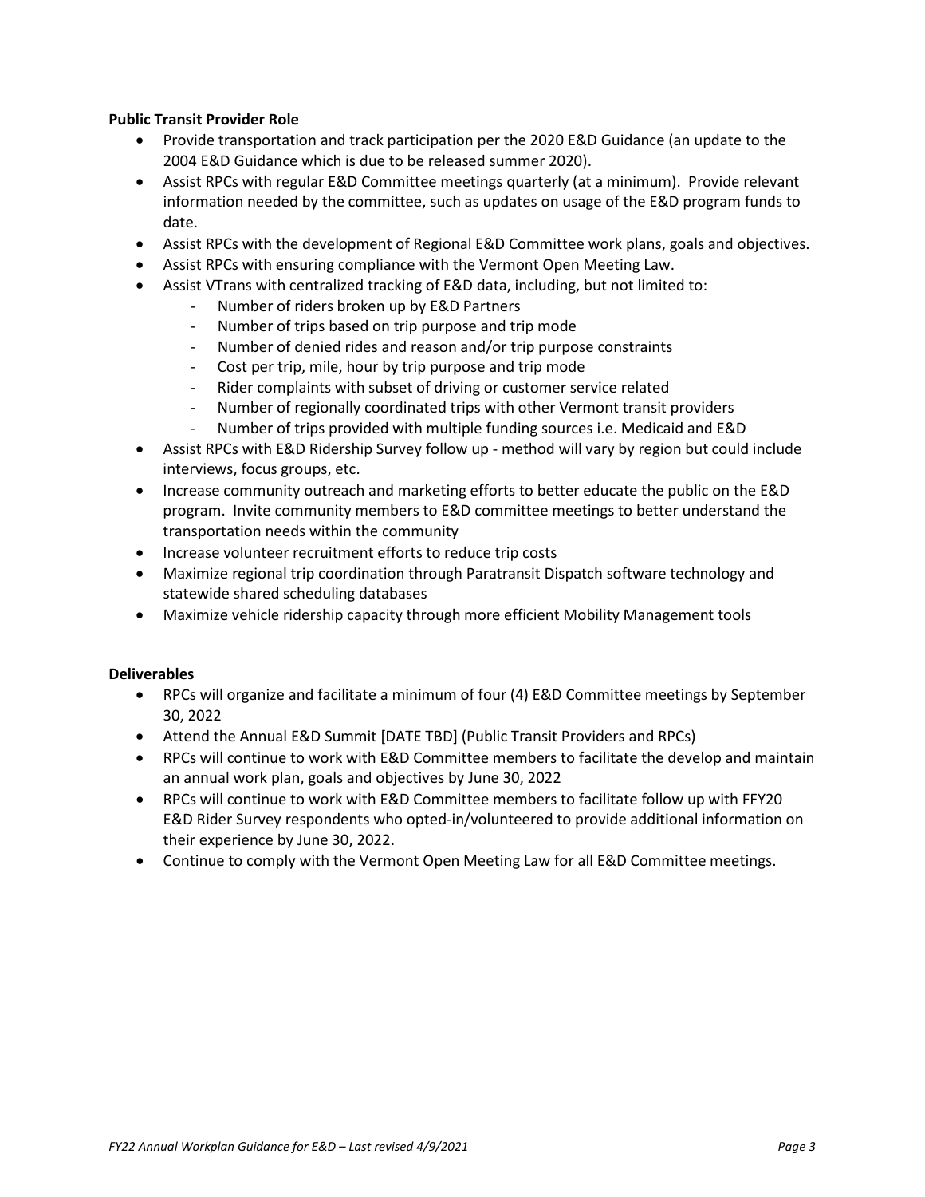**Public Transit Provider Role**

- Provide transportation and track participation per the 2020 E&D Guidance (an update to the 2004 E&D Guidance which is due to be released summer 2020).
- Assist RPCs with regular E&D Committee meetings quarterly (at a minimum). Provide relevant information needed by the committee, such as updates on usage of the E&D program funds to date.
- Assist RPCs with the development of Regional E&D Committee work plans, goals and objectives.
- Assist RPCs with ensuring compliance with the Vermont Open Meeting Law.
- Assist VTrans with centralized tracking of E&D data, including, but not limited to:
  - Number of riders broken up by E&D Partners
  - Number of trips based on trip purpose and trip mode
  - Number of denied rides and reason and/or trip purpose constraints
  - Cost per trip, mile, hour by trip purpose and trip mode
  - Rider complaints with subset of driving or customer service related
  - Number of regionally coordinated trips with other Vermont transit providers
  - Number of trips provided with multiple funding sources i.e. Medicaid and E&D
- Assist RPCs with E&D Ridership Survey follow up - method will vary by region but could include interviews, focus groups, etc.
- Increase community outreach and marketing efforts to better educate the public on the E&D program. Invite community members to E&D committee meetings to better understand the transportation needs within the community
- Increase volunteer recruitment efforts to reduce trip costs
- Maximize regional trip coordination through Paratransit Dispatch software technology and statewide shared scheduling databases
- Maximize vehicle ridership capacity through more efficient Mobility Management tools

**Deliverables**

- RPCs will organize and facilitate a minimum of four (4) E&D Committee meetings by September 30, 2022
- Attend the Annual E&D Summit [DATE TBD] (Public Transit Providers and RPCs)
- RPCs will continue to work with E&D Committee members to facilitate the develop and maintain an annual work plan, goals and objectives by June 30, 2022
- RPCs will continue to work with E&D Committee members to facilitate follow up with FFY20 E&D Rider Survey respondents who opted-in/volunteered to provide additional information on their experience by June 30, 2022.
- Continue to comply with the Vermont Open Meeting Law for all E&D Committee meetings.